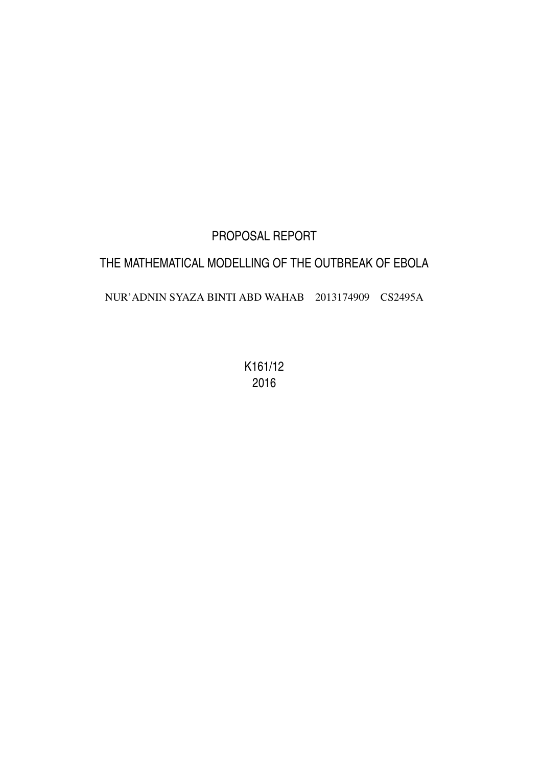# PROPOSAL REPORT

# THE MATHEMATICAL MODELLING OF THE OUTBREAK OF EBOLA

NUR'ADNIN SYAZA BINTI ABD WAHAB 2013174909 CS2495A

K161/12
2016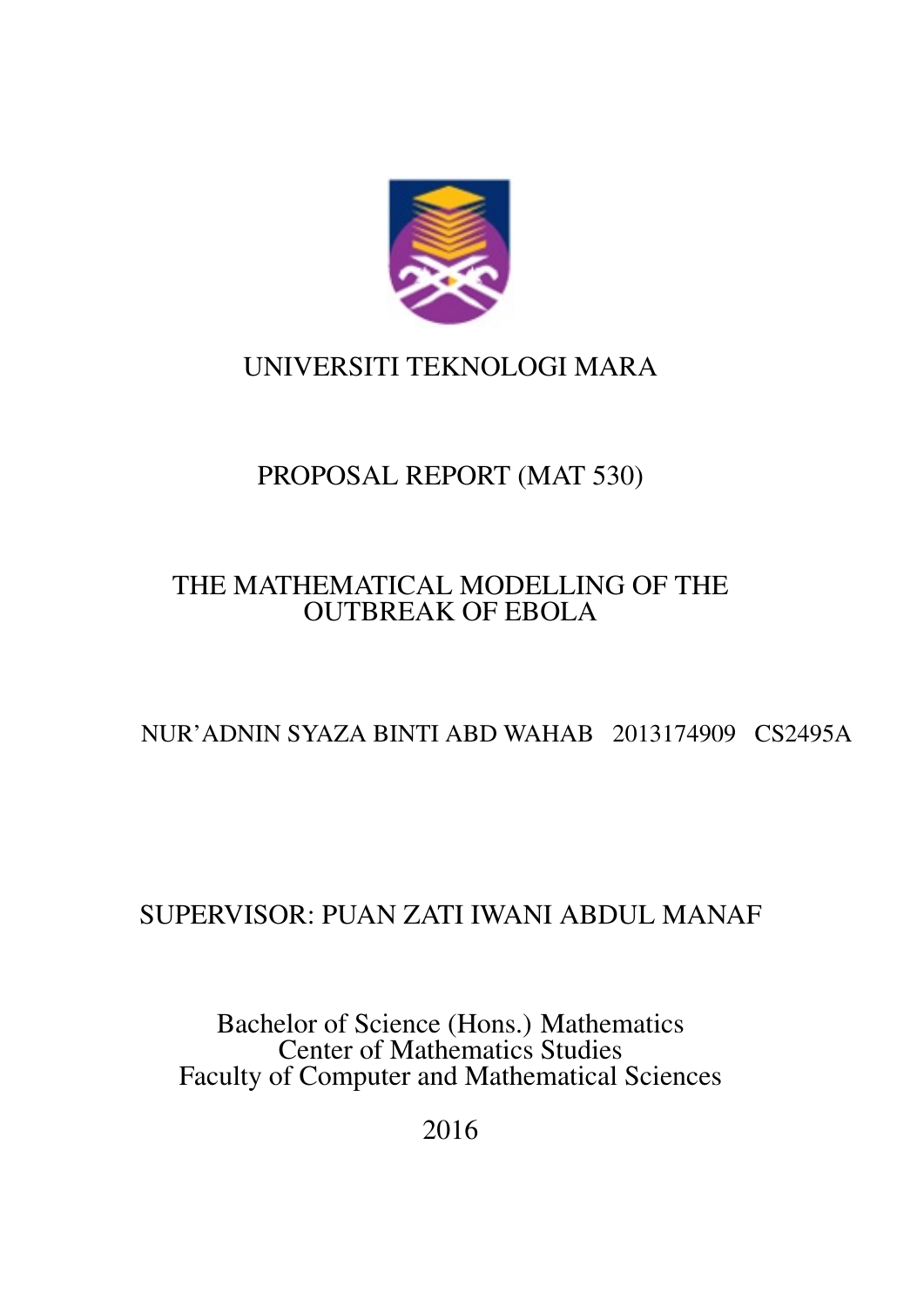UNIVERSITI TEKNOLOGI MARA

PROPOSAL REPORT (MAT 530)

THE MATHEMATICAL MODELLING OF THE OUTBREAK OF EBOLA

NUR'ADNIN SYAZA BINTI ABD WAHAB 2013174909 CS2495A

SUPERVISOR: PUAN ZATI IWANI ABDUL MANAF

Bachelor of Science (Hons.) Mathematics
Center of Mathematics Studies
Faculty of Computer and Mathematical Sciences

2016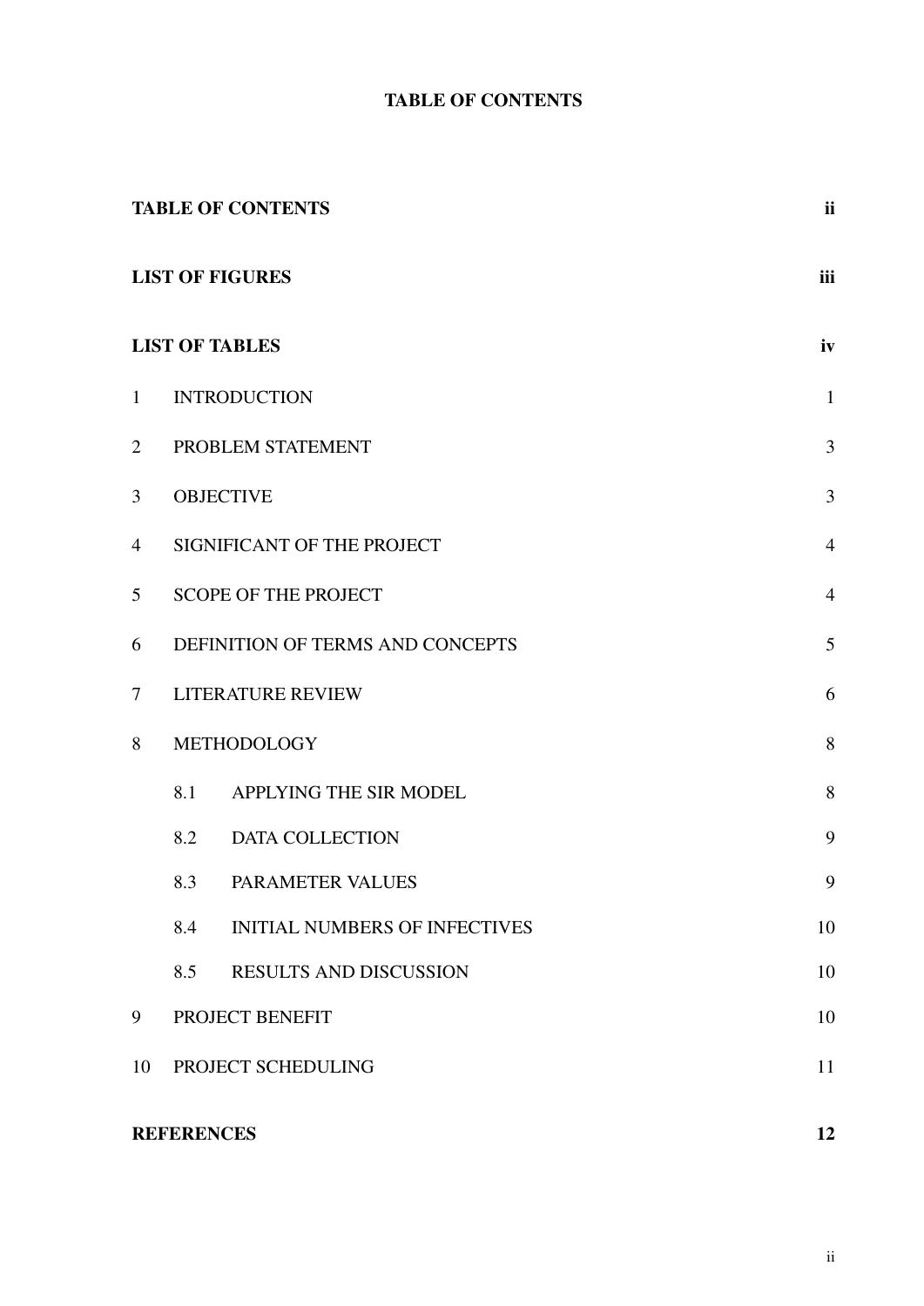# TABLE OF CONTENTS

| | | |
|---|---|---|
| **TABLE OF CONTENTS** | | **ii** |
| **LIST OF FIGURES** | | **iii** |
| **LIST OF TABLES** | | **iv** |
| 1 | INTRODUCTION | 1 |
| 2 | PROBLEM STATEMENT | 3 |
| 3 | OBJECTIVE | 3 |
| 4 | SIGNIFICANT OF THE PROJECT | 4 |
| 5 | SCOPE OF THE PROJECT | 4 |
| 6 | DEFINITION OF TERMS AND CONCEPTS | 5 |
| 7 | LITERATURE REVIEW | 6 |
| 8 | METHODOLOGY | 8 |
| | 8.1 APPLYING THE SIR MODEL | 8 |
| | 8.2 DATA COLLECTION | 9 |
| | 8.3 PARAMETER VALUES | 9 |
| | 8.4 INITIAL NUMBERS OF INFECTIVES | 10 |
| | 8.5 RESULTS AND DISCUSSION | 10 |
| 9 | PROJECT BENEFIT | 10 |
| 10 | PROJECT SCHEDULING | 11 |
| **REFERENCES** | | **12** |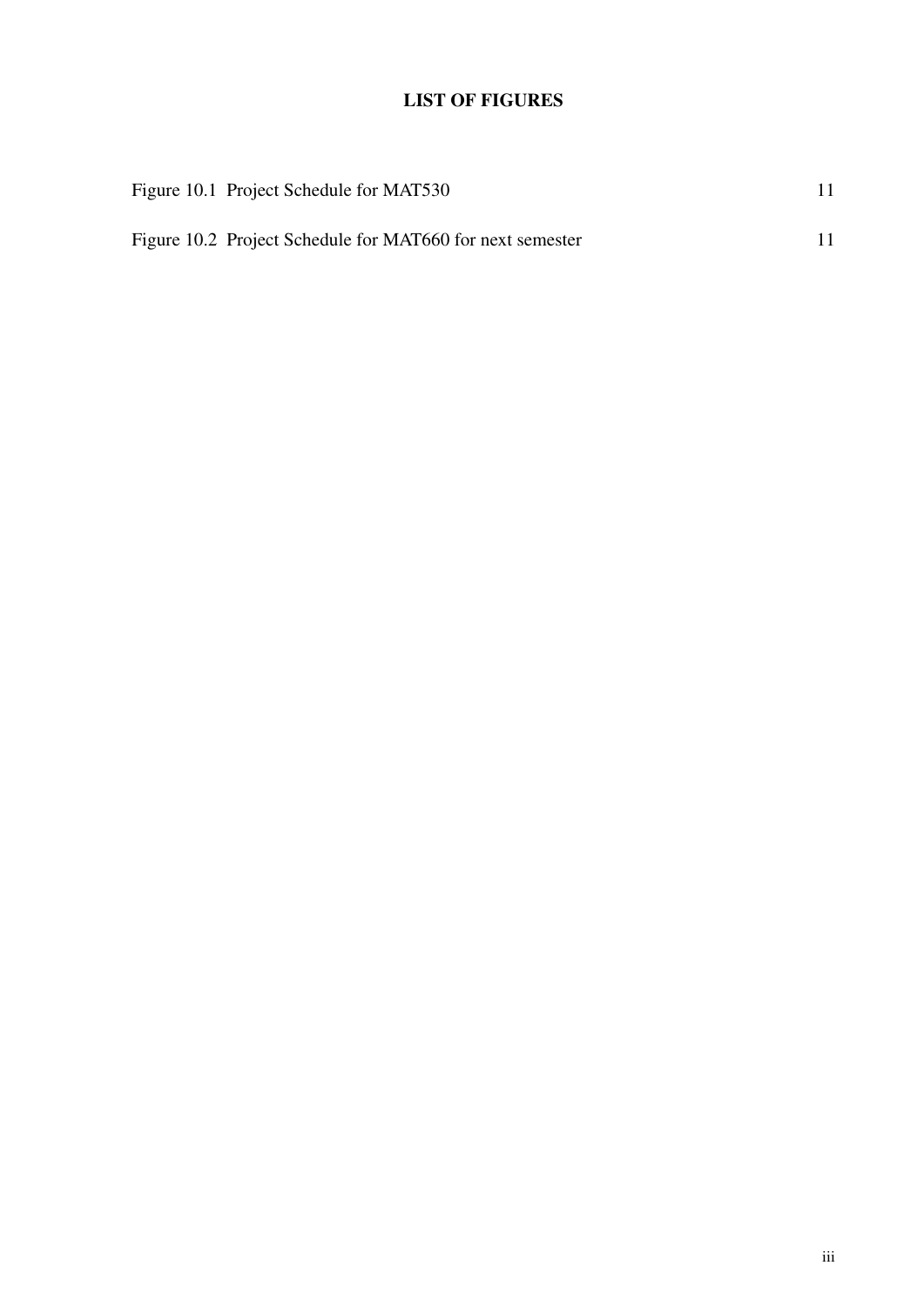# LIST OF FIGURES

| | |
|---|---|
| Figure 10.1 Project Schedule for MAT530 | 11 |
| Figure 10.2 Project Schedule for MAT660 for next semester | 11 |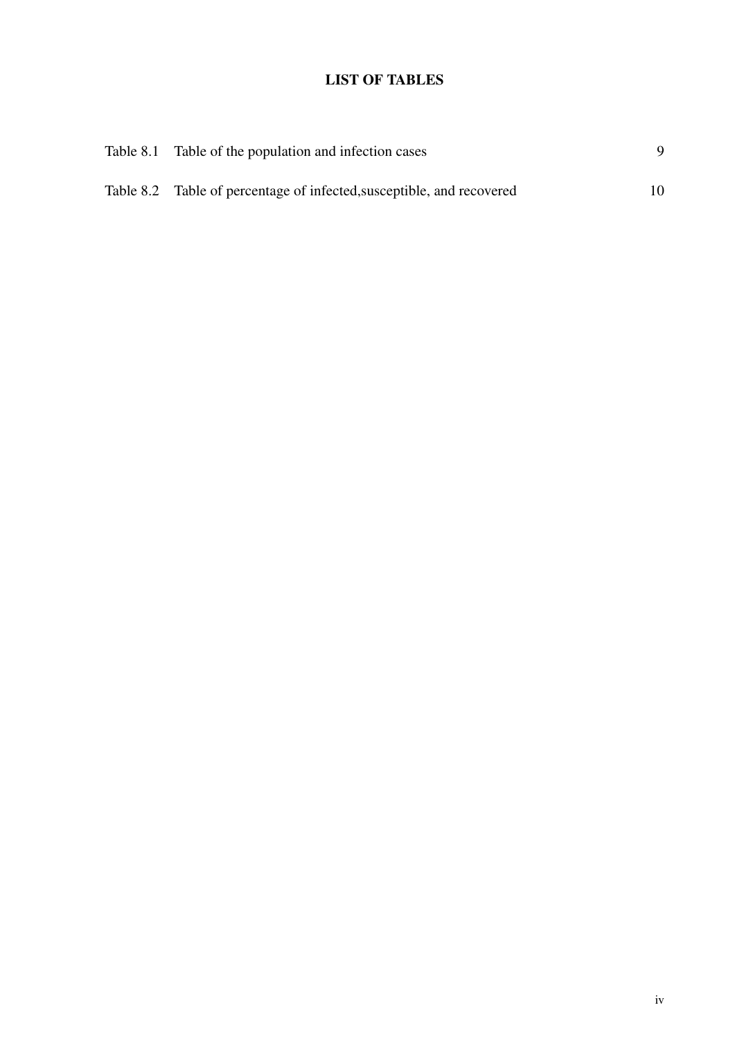# LIST OF TABLES

| | | |
|---|---|---|
| Table 8.1 | Table of the population and infection cases | 9 |
| Table 8.2 | Table of percentage of infected,susceptible, and recovered | 10 |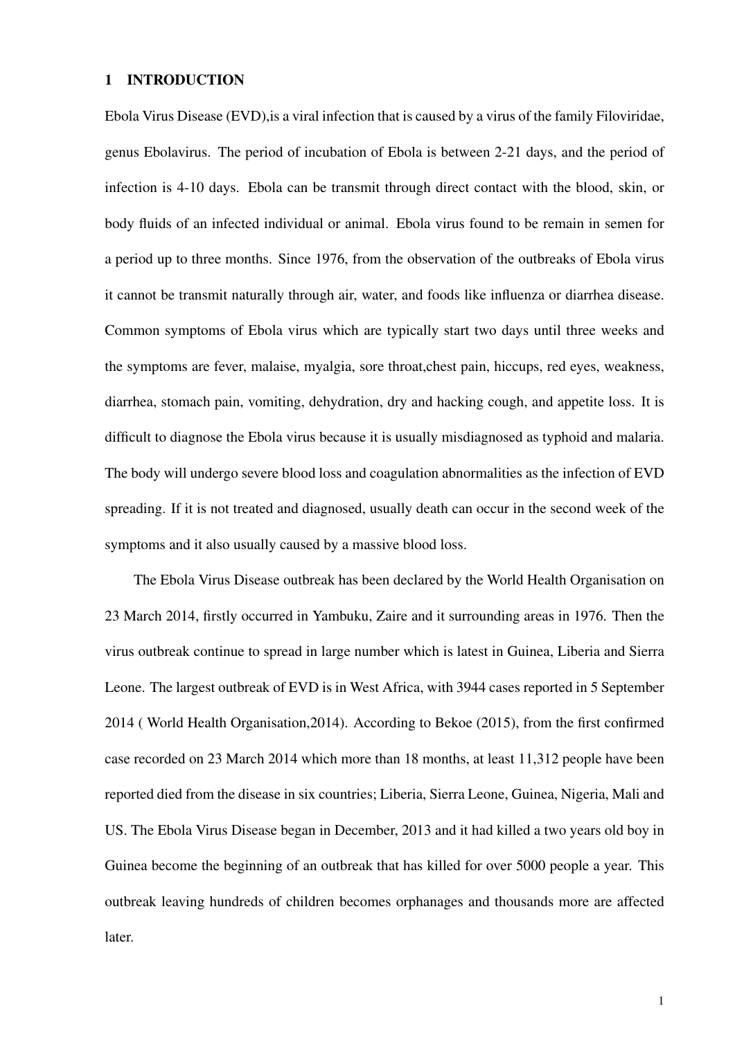# 1 INTRODUCTION

Ebola Virus Disease (EVD),is a viral infection that is caused by a virus of the family Filoviridae, genus Ebolavirus. The period of incubation of Ebola is between 2-21 days, and the period of infection is 4-10 days. Ebola can be transmit through direct contact with the blood, skin, or body fluids of an infected individual or animal. Ebola virus found to be remain in semen for a period up to three months. Since 1976, from the observation of the outbreaks of Ebola virus it cannot be transmit naturally through air, water, and foods like influenza or diarrhea disease. Common symptoms of Ebola virus which are typically start two days until three weeks and the symptoms are fever, malaise, myalgia, sore throat,chest pain, hiccups, red eyes, weakness, diarrhea, stomach pain, vomiting, dehydration, dry and hacking cough, and appetite loss. It is difficult to diagnose the Ebola virus because it is usually misdiagnosed as typhoid and malaria. The body will undergo severe blood loss and coagulation abnormalities as the infection of EVD spreading. If it is not treated and diagnosed, usually death can occur in the second week of the symptoms and it also usually caused by a massive blood loss.

The Ebola Virus Disease outbreak has been declared by the World Health Organisation on 23 March 2014, firstly occurred in Yambuku, Zaire and it surrounding areas in 1976. Then the virus outbreak continue to spread in large number which is latest in Guinea, Liberia and Sierra Leone. The largest outbreak of EVD is in West Africa, with 3944 cases reported in 5 September 2014 ( World Health Organisation,2014). According to Bekoe (2015), from the first confirmed case recorded on 23 March 2014 which more than 18 months, at least 11,312 people have been reported died from the disease in six countries; Liberia, Sierra Leone, Guinea, Nigeria, Mali and US. The Ebola Virus Disease began in December, 2013 and it had killed a two years old boy in Guinea become the beginning of an outbreak that has killed for over 5000 people a year. This outbreak leaving hundreds of children becomes orphanages and thousands more are affected later.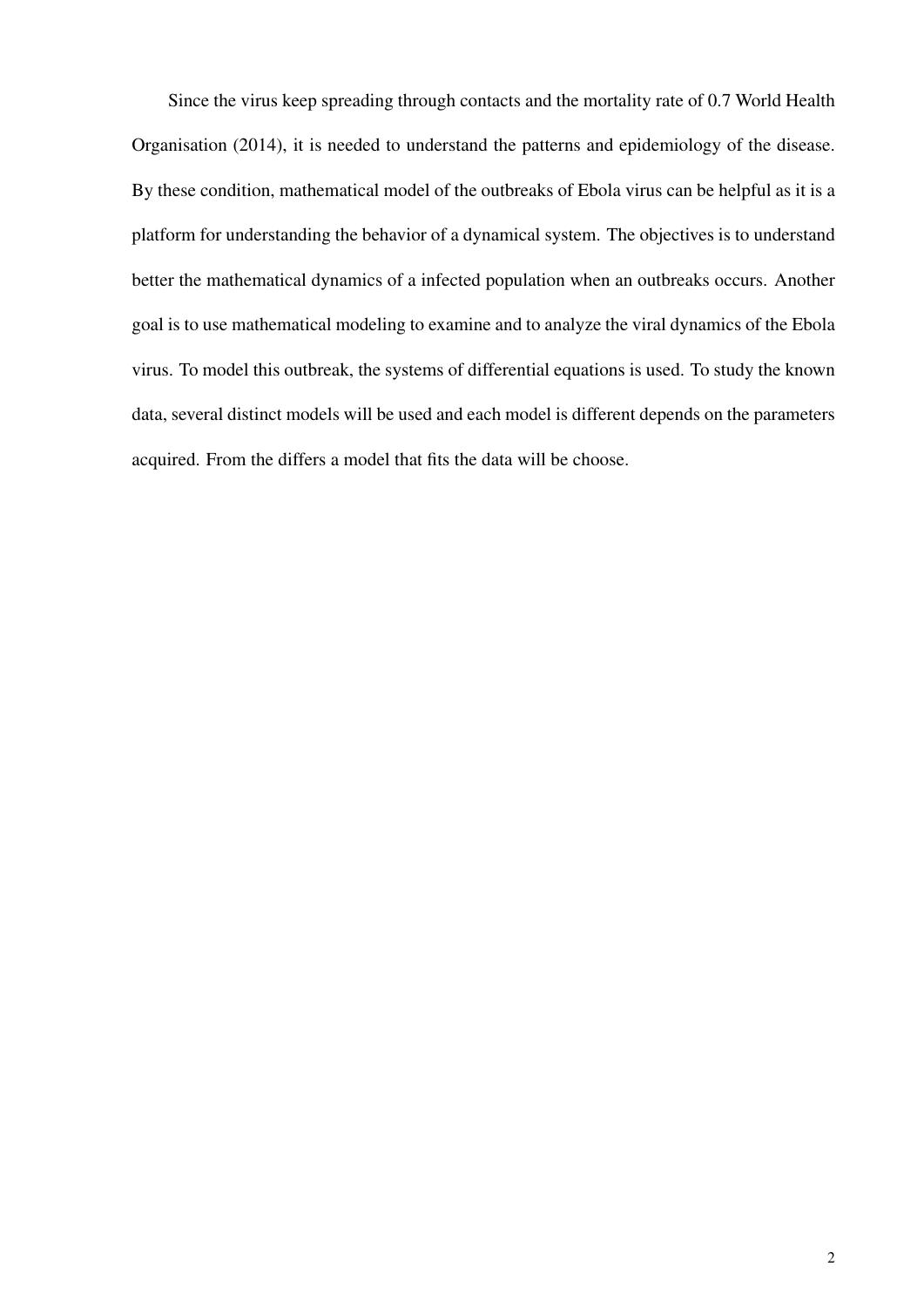Since the virus keep spreading through contacts and the mortality rate of 0.7 World Health Organisation (2014), it is needed to understand the patterns and epidemiology of the disease. By these condition, mathematical model of the outbreaks of Ebola virus can be helpful as it is a platform for understanding the behavior of a dynamical system. The objectives is to understand better the mathematical dynamics of a infected population when an outbreaks occurs. Another goal is to use mathematical modeling to examine and to analyze the viral dynamics of the Ebola virus. To model this outbreak, the systems of differential equations is used. To study the known data, several distinct models will be used and each model is different depends on the parameters acquired. From the differs a model that fits the data will be choose.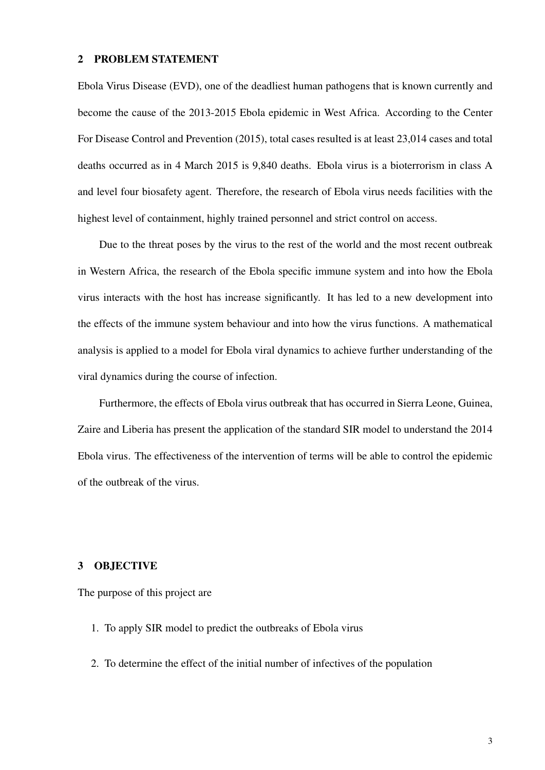## 2 PROBLEM STATEMENT

Ebola Virus Disease (EVD), one of the deadliest human pathogens that is known currently and become the cause of the 2013-2015 Ebola epidemic in West Africa. According to the Center For Disease Control and Prevention (2015), total cases resulted is at least 23,014 cases and total deaths occurred as in 4 March 2015 is 9,840 deaths. Ebola virus is a bioterrorism in class A and level four biosafety agent. Therefore, the research of Ebola virus needs facilities with the highest level of containment, highly trained personnel and strict control on access.

Due to the threat poses by the virus to the rest of the world and the most recent outbreak in Western Africa, the research of the Ebola specific immune system and into how the Ebola virus interacts with the host has increase significantly. It has led to a new development into the effects of the immune system behaviour and into how the virus functions. A mathematical analysis is applied to a model for Ebola viral dynamics to achieve further understanding of the viral dynamics during the course of infection.

Furthermore, the effects of Ebola virus outbreak that has occurred in Sierra Leone, Guinea, Zaire and Liberia has present the application of the standard SIR model to understand the 2014 Ebola virus. The effectiveness of the intervention of terms will be able to control the epidemic of the outbreak of the virus.

## 3 OBJECTIVE

The purpose of this project are

1. To apply SIR model to predict the outbreaks of Ebola virus
2. To determine the effect of the initial number of infectives of the population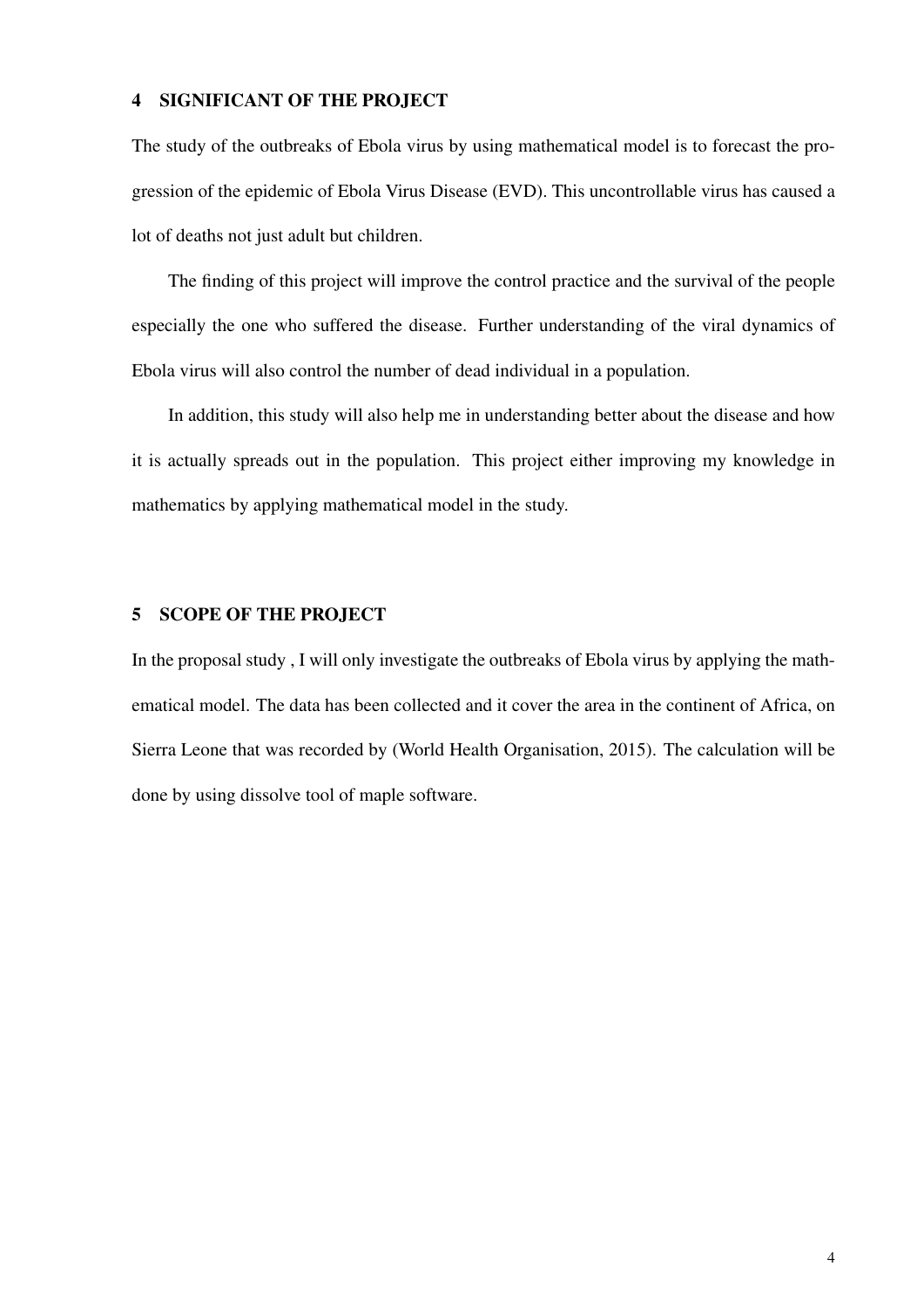## 4 SIGNIFICANT OF THE PROJECT

The study of the outbreaks of Ebola virus by using mathematical model is to forecast the progression of the epidemic of Ebola Virus Disease (EVD). This uncontrollable virus has caused a lot of deaths not just adult but children.

The finding of this project will improve the control practice and the survival of the people especially the one who suffered the disease. Further understanding of the viral dynamics of Ebola virus will also control the number of dead individual in a population.

In addition, this study will also help me in understanding better about the disease and how it is actually spreads out in the population. This project either improving my knowledge in mathematics by applying mathematical model in the study.

## 5 SCOPE OF THE PROJECT

In the proposal study , I will only investigate the outbreaks of Ebola virus by applying the mathematical model. The data has been collected and it cover the area in the continent of Africa, on Sierra Leone that was recorded by (World Health Organisation, 2015). The calculation will be done by using dissolve tool of maple software.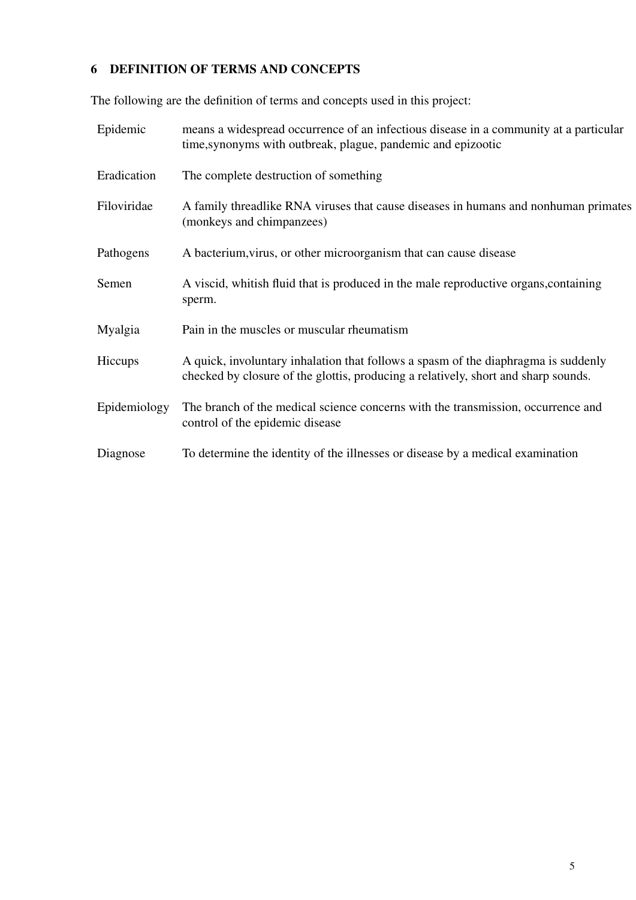## 6 DEFINITION OF TERMS AND CONCEPTS

The following are the definition of terms and concepts used in this project:

| | |
|---|---|
| Epidemic | means a widespread occurrence of an infectious disease in a community at a particular time,synonyms with outbreak, plague, pandemic and epizootic |
| Eradication | The complete destruction of something |
| Filoviridae | A family threadlike RNA viruses that cause diseases in humans and nonhuman primates (monkeys and chimpanzees) |
| Pathogens | A bacterium,virus, or other microorganism that can cause disease |
| Semen | A viscid, whitish fluid that is produced in the male reproductive organs,containing sperm. |
| Myalgia | Pain in the muscles or muscular rheumatism |
| Hiccups | A quick, involuntary inhalation that follows a spasm of the diaphragma is suddenly checked by closure of the glottis, producing a relatively, short and sharp sounds. |
| Epidemiology | The branch of the medical science concerns with the transmission, occurrence and control of the epidemic disease |
| Diagnose | To determine the identity of the illnesses or disease by a medical examination |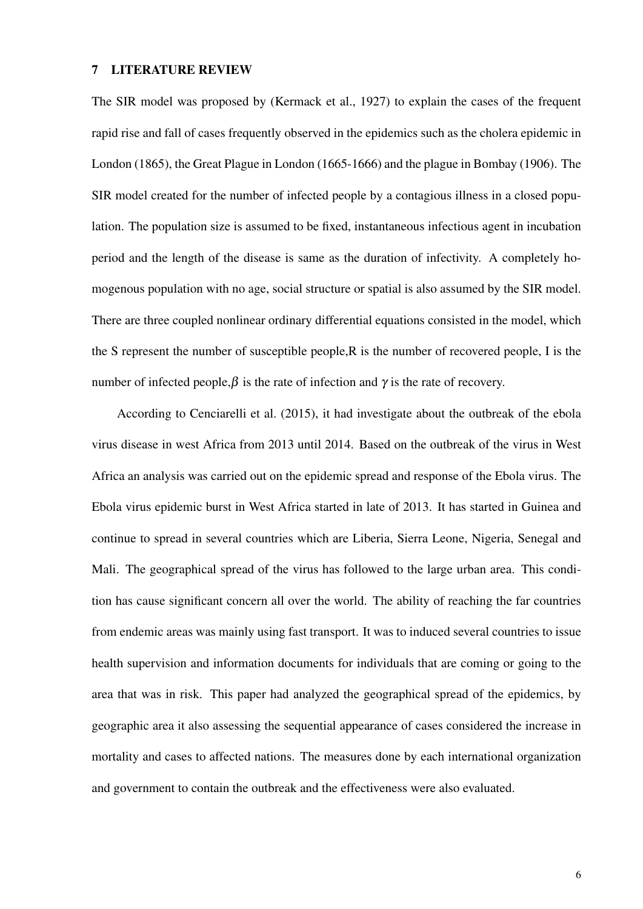## 7 LITERATURE REVIEW

The SIR model was proposed by (Kermack et al., 1927) to explain the cases of the frequent rapid rise and fall of cases frequently observed in the epidemics such as the cholera epidemic in London (1865), the Great Plague in London (1665-1666) and the plague in Bombay (1906). The SIR model created for the number of infected people by a contagious illness in a closed population. The population size is assumed to be fixed, instantaneous infectious agent in incubation period and the length of the disease is same as the duration of infectivity. A completely homogenous population with no age, social structure or spatial is also assumed by the SIR model. There are three coupled nonlinear ordinary differential equations consisted in the model, which the S represent the number of susceptible people,R is the number of recovered people, I is the number of infected people,$\beta$ is the rate of infection and $\gamma$ is the rate of recovery.

According to Cenciarelli et al. (2015), it had investigate about the outbreak of the ebola virus disease in west Africa from 2013 until 2014. Based on the outbreak of the virus in West Africa an analysis was carried out on the epidemic spread and response of the Ebola virus. The Ebola virus epidemic burst in West Africa started in late of 2013. It has started in Guinea and continue to spread in several countries which are Liberia, Sierra Leone, Nigeria, Senegal and Mali. The geographical spread of the virus has followed to the large urban area. This condition has cause significant concern all over the world. The ability of reaching the far countries from endemic areas was mainly using fast transport. It was to induced several countries to issue health supervision and information documents for individuals that are coming or going to the area that was in risk. This paper had analyzed the geographical spread of the epidemics, by geographic area it also assessing the sequential appearance of cases considered the increase in mortality and cases to affected nations. The measures done by each international organization and government to contain the outbreak and the effectiveness were also evaluated.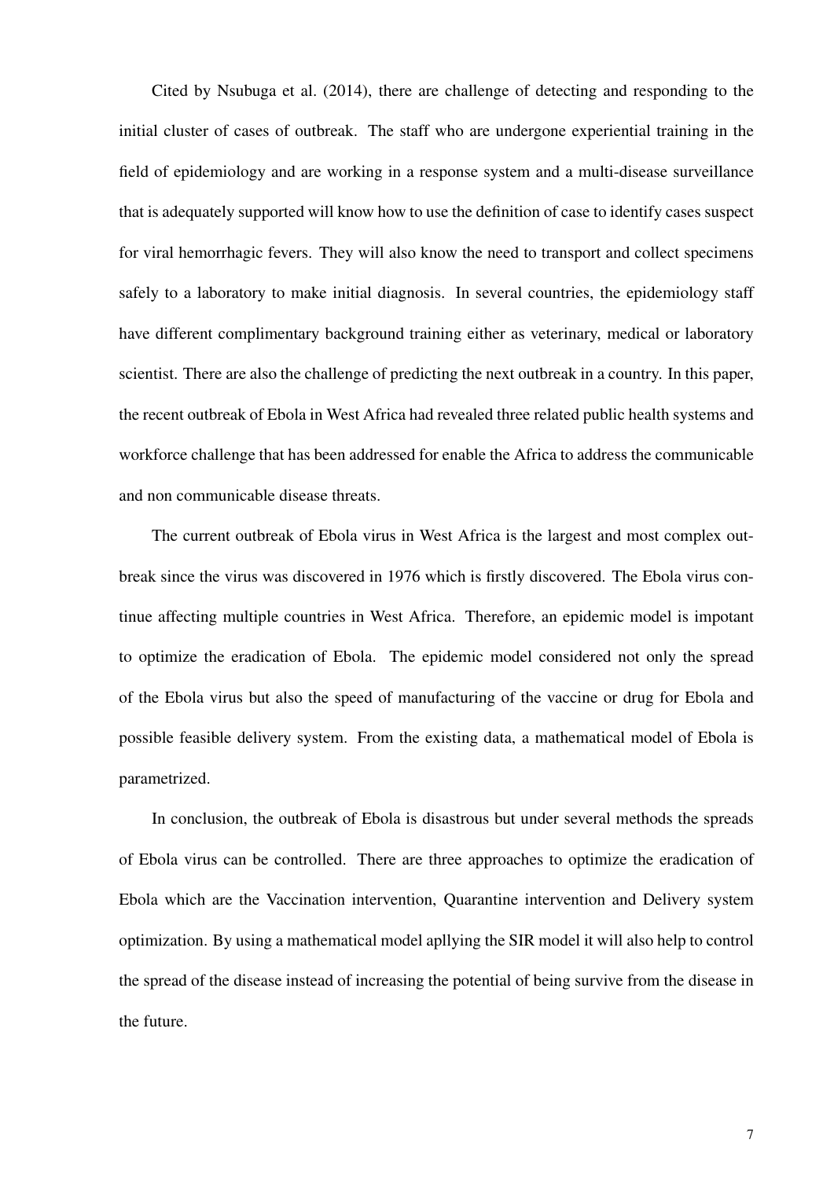Cited by Nsubuga et al. (2014), there are challenge of detecting and responding to the initial cluster of cases of outbreak. The staff who are undergone experiential training in the field of epidemiology and are working in a response system and a multi-disease surveillance that is adequately supported will know how to use the definition of case to identify cases suspect for viral hemorrhagic fevers. They will also know the need to transport and collect specimens safely to a laboratory to make initial diagnosis. In several countries, the epidemiology staff have different complimentary background training either as veterinary, medical or laboratory scientist. There are also the challenge of predicting the next outbreak in a country. In this paper, the recent outbreak of Ebola in West Africa had revealed three related public health systems and workforce challenge that has been addressed for enable the Africa to address the communicable and non communicable disease threats.

The current outbreak of Ebola virus in West Africa is the largest and most complex outbreak since the virus was discovered in 1976 which is firstly discovered. The Ebola virus continue affecting multiple countries in West Africa. Therefore, an epidemic model is impotant to optimize the eradication of Ebola. The epidemic model considered not only the spread of the Ebola virus but also the speed of manufacturing of the vaccine or drug for Ebola and possible feasible delivery system. From the existing data, a mathematical model of Ebola is parametrized.

In conclusion, the outbreak of Ebola is disastrous but under several methods the spreads of Ebola virus can be controlled. There are three approaches to optimize the eradication of Ebola which are the Vaccination intervention, Quarantine intervention and Delivery system optimization. By using a mathematical model apllying the SIR model it will also help to control the spread of the disease instead of increasing the potential of being survive from the disease in the future.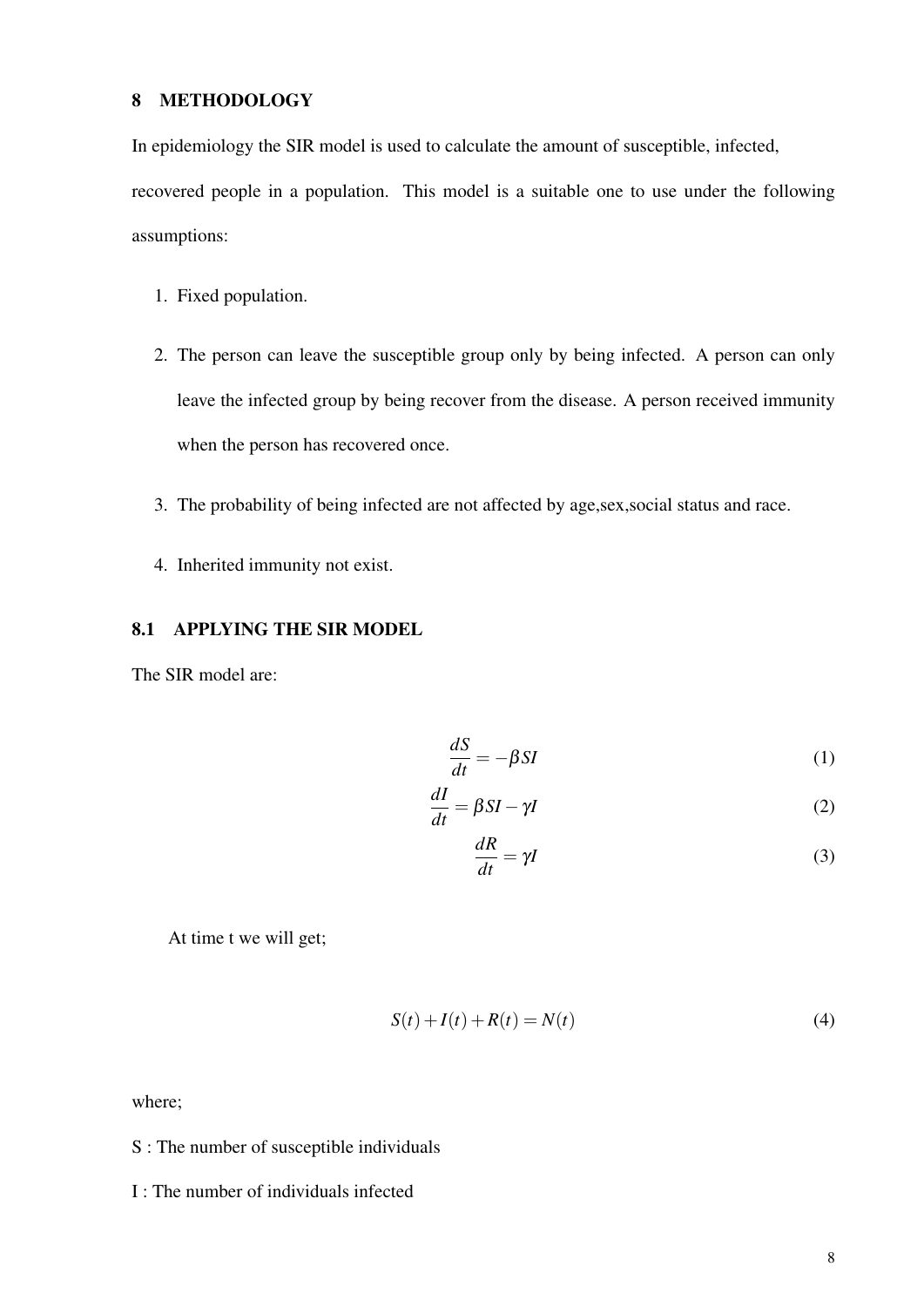## 8 METHODOLOGY

In epidemiology the SIR model is used to calculate the amount of susceptible, infected, recovered people in a population. This model is a suitable one to use under the following assumptions:

1. Fixed population.
2. The person can leave the susceptible group only by being infected. A person can only leave the infected group by being recover from the disease. A person received immunity when the person has recovered once.
3. The probability of being infected are not affected by age,sex,social status and race.
4. Inherited immunity not exist.

### 8.1 APPLYING THE SIR MODEL

The SIR model are:

$$\frac{dS}{dt} = -\beta SI \tag{1}$$

$$\frac{dI}{dt} = \beta SI - \gamma I \tag{2}$$

$$\frac{dR}{dt} = \gamma I \tag{3}$$

At time t we will get;

$$S(t) + I(t) + R(t) = N(t) \tag{4}$$

where;

S : The number of susceptible individuals

I : The number of individuals infected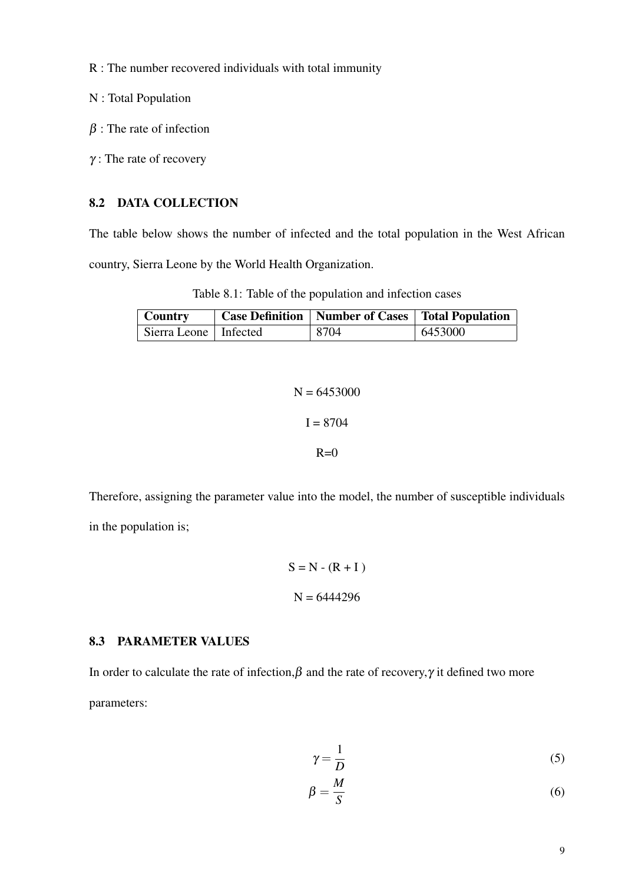R : The number recovered individuals with total immunity

N : Total Population

$\beta$ : The rate of infection

$\gamma$ : The rate of recovery

### 8.2 DATA COLLECTION

The table below shows the number of infected and the total population in the West African country, Sierra Leone by the World Health Organization.

Table 8.1: Table of the population and infection cases

| Country | Case Definition | Number of Cases | Total Population |
|---|---|---|---|
| Sierra Leone | Infected | 8704 | 6453000 |

N = 6453000

I = 8704

R=0

Therefore, assigning the parameter value into the model, the number of susceptible individuals in the population is;

S = N - (R + I )

N = 6444296

### 8.3 PARAMETER VALUES

In order to calculate the rate of infection, $\beta$ and the rate of recovery, $\gamma$ it defined two more parameters:

$$\gamma = \frac{1}{D} \tag{5}$$

$$\beta = \frac{M}{S} \tag{6}$$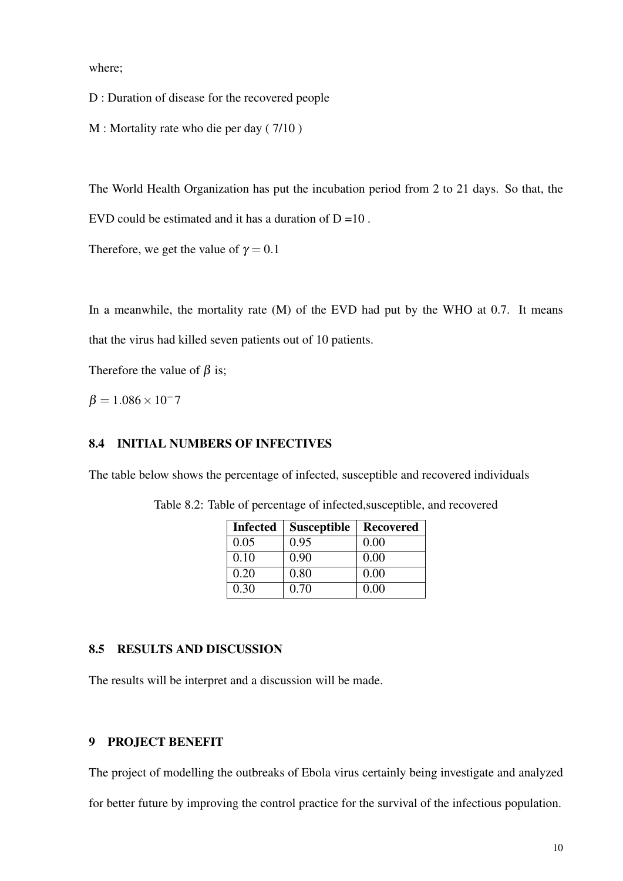where;

D : Duration of disease for the recovered people

M : Mortality rate who die per day ( 7/10 )

The World Health Organization has put the incubation period from 2 to 21 days. So that, the EVD could be estimated and it has a duration of D =10 .

Therefore, we get the value of $\gamma = 0.1$

In a meanwhile, the mortality rate (M) of the EVD had put by the WHO at 0.7. It means that the virus had killed seven patients out of 10 patients.

Therefore the value of $\beta$ is;

$\beta = 1.086 \times 10^-7$

### 8.4 INITIAL NUMBERS OF INFECTIVES

The table below shows the percentage of infected, susceptible and recovered individuals

Table 8.2: Table of percentage of infected,susceptible, and recovered

| **Infected** | **Susceptible** | **Recovered** |
|---|---|---|
| 0.05 | 0.95 | 0.00 |
| 0.10 | 0.90 | 0.00 |
| 0.20 | 0.80 | 0.00 |
| 0.30 | 0.70 | 0.00 |

### 8.5 RESULTS AND DISCUSSION

The results will be interpret and a discussion will be made.

## 9 PROJECT BENEFIT

The project of modelling the outbreaks of Ebola virus certainly being investigate and analyzed for better future by improving the control practice for the survival of the infectious population.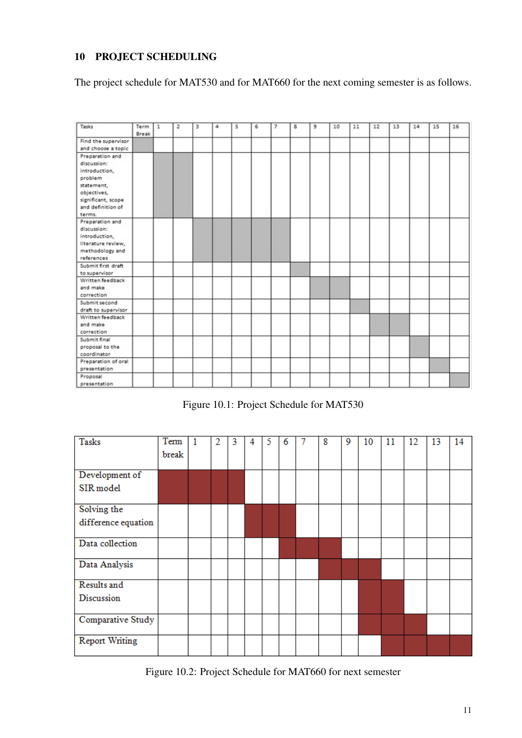## 10 PROJECT SCHEDULING

The project schedule for MAT530 and for MAT660 for the next coming semester is as follows.

| Tasks | Term Break | 1 | 2 | 3 | 4 | 5 | 6 | 7 | 8 | 9 | 10 | 11 | 12 | 13 | 14 | 15 | 16 |
|---|---|---|---|---|---|---|---|---|---|---|---|---|---|---|---|---|---|
| Find the supervisor and choose a topic | ■ | | | | | | | | | | | | | | | | |
| Preparation and discussion: introduction, problem statement, objectives, significant, scope and definition of terms. | | ■ | ■ | | | | | | | | | | | | | | |
| Preparation and discussion: introduction, literature review, methodology and references | | | | ■ | ■ | ■ | ■ | ■ | | | | | | | | | |
| Submit first draft to supervisor | | | | | | | | | ■ | | | | | | | | |
| Written feedback and make correction | | | | | | | | | | ■ | ■ | | | | | | |
| Submit second draft to supervisor | | | | | | | | | | | | ■ | | | | | |
| Written feedback and make correction | | | | | | | | | | | | | ■ | ■ | | | |
| Submit final proposal to the coordinator | | | | | | | | | | | | | | | ■ | | |
| Preparation of oral presentation | | | | | | | | | | | | | | | | ■ | |
| Proposal presentation | | | | | | | | | | | | | | | | | ■ |

Figure 10.1: Project Schedule for MAT530

| Tasks | Term break | 1 | 2 | 3 | 4 | 5 | 6 | 7 | 8 | 9 | 10 | 11 | 12 | 13 | 14 |
|---|---|---|---|---|---|---|---|---|---|---|---|---|---|---|---|
| Development of SIR model | ■ | ■ | ■ | ■ | | | | | | | | | | | |
| Solving the difference equation | | | | | ■ | ■ | ■ | | | | | | | | |
| Data collection | | | | | | | ■ | ■ | ■ | | | | | | |
| Data Analysis | | | | | | | | | ■ | ■ | ■ | | | | |
| Results and Discussion | | | | | | | | | | | ■ | ■ | | | |
| Comparative Study | | | | | | | | | | | ■ | ■ | ■ | | |
| Report Writing | | | | | | | | | | | | ■ | ■ | ■ | ■ |

Figure 10.2: Project Schedule for MAT660 for next semester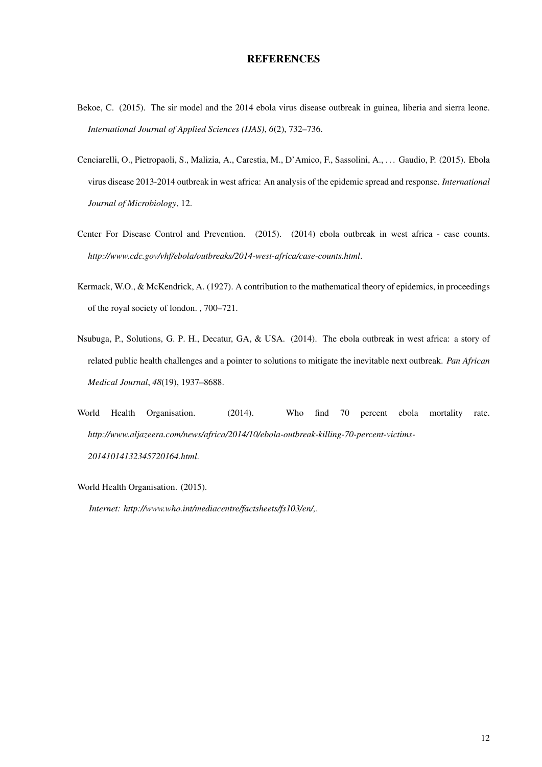# REFERENCES

Bekoe, C. (2015). The sir model and the 2014 ebola virus disease outbreak in guinea, liberia and sierra leone. *International Journal of Applied Sciences (IJAS)*, *6*(2), 732–736.

Cenciarelli, O., Pietropaoli, S., Malizia, A., Carestia, M., D'Amico, F., Sassolini, A., . . . Gaudio, P. (2015). Ebola virus disease 2013-2014 outbreak in west africa: An analysis of the epidemic spread and response. *International Journal of Microbiology*, 12.

Center For Disease Control and Prevention. (2015). (2014) ebola outbreak in west africa - case counts. *http://www.cdc.gov/vhf/ebola/outbreaks/2014-west-africa/case-counts.html*.

Kermack, W.O., & McKendrick, A. (1927). A contribution to the mathematical theory of epidemics, in proceedings of the royal society of london. , 700–721.

Nsubuga, P., Solutions, G. P. H., Decatur, GA, & USA. (2014). The ebola outbreak in west africa: a story of related public health challenges and a pointer to solutions to mitigate the inevitable next outbreak. *Pan African Medical Journal*, *48*(19), 1937–8688.

World Health Organisation. (2014). Who find 70 percent ebola mortality rate. *http://www.aljazeera.com/news/africa/2014/10/ebola-outbreak-killing-70-percent-victims-20141014132345720164.html*.

World Health Organisation. (2015). *Internet: http://www.who.int/mediacentre/factsheets/fs103/en/,*.